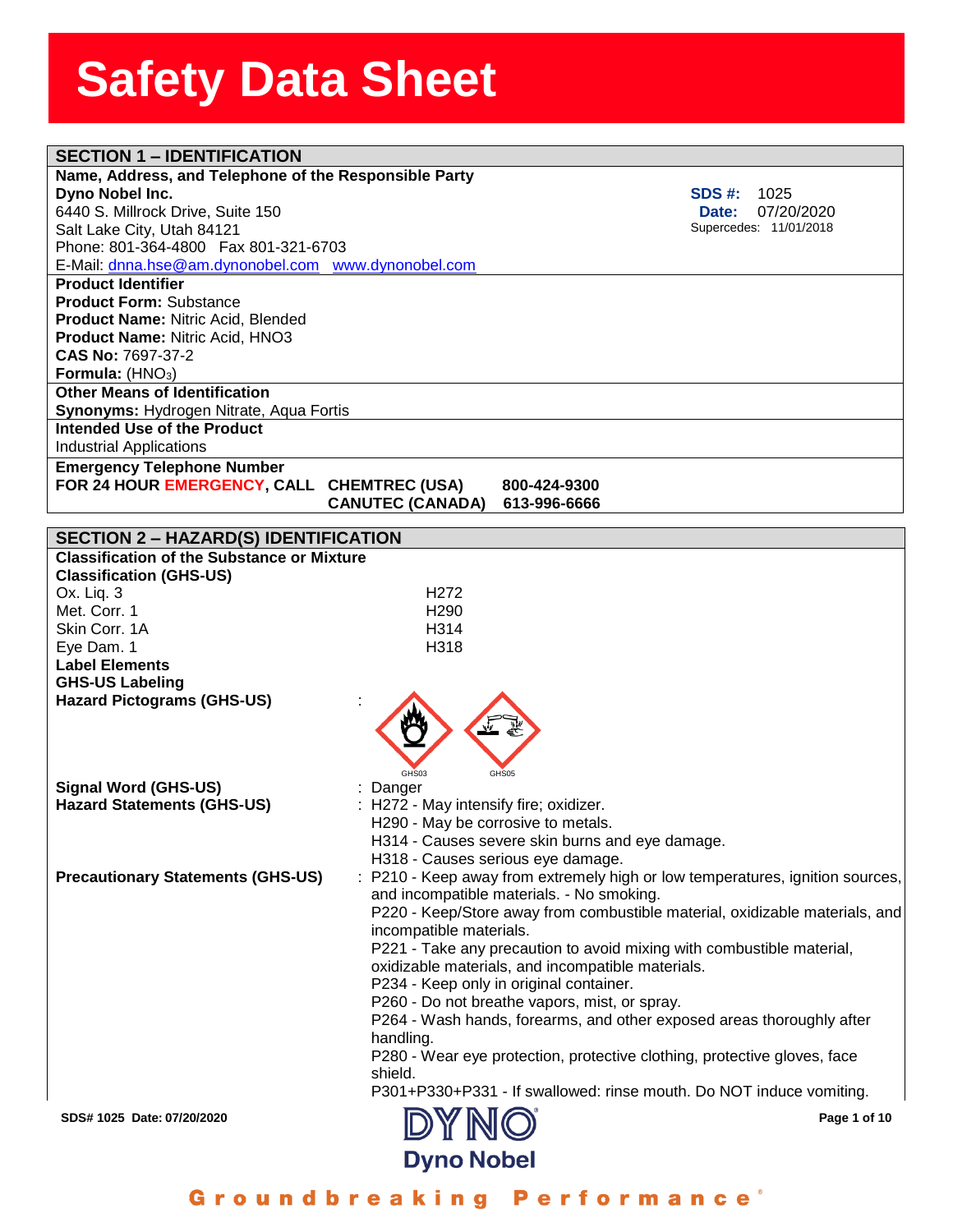# Safety Data Sheet

## SECTION 1 – IDENTIFICATION

**Name, Address, and Telephone of the Responsible Party**

**Dyno Nobel Inc.**
6440 S. Millrock Drive, Suite 150
Salt Lake City, Utah 84121
Phone: 801-364-4800 Fax 801-321-6703
E-Mail: dnna.hse@am.dynonobel.com www.dynonobel.com

**SDS #:** 1025
**Date:** 07/20/2020
Supercedes: 11/01/2018

**Product Identifier**
**Product Form:** Substance
**Product Name:** Nitric Acid, Blended
**Product Name:** Nitric Acid, HNO3
**CAS No:** 7697-37-2
**Formula:** ($HNO_3$)

**Other Means of Identification**
**Synonyms:** Hydrogen Nitrate, Aqua Fortis

**Intended Use of the Product**
Industrial Applications

**Emergency Telephone Number**

| | | |
|---|---|---|
| **FOR 24 HOUR EMERGENCY, CALL** | **CHEMTREC (USA)** | **800-424-9300** |
| | **CANUTEC (CANADA)** | **613-996-6666** |

## SECTION 2 – HAZARD(S) IDENTIFICATION

**Classification of the Substance or Mixture**

**Classification (GHS-US)**

| | |
|---|---|
| Ox. Liq. 3 | H272 |
| Met. Corr. 1 | H290 |
| Skin Corr. 1A | H314 |
| Eye Dam. 1 | H318 |

**Label Elements**

**GHS-US Labeling**

**Hazard Pictograms (GHS-US)** :

GHS03 GHS05

**Signal Word (GHS-US)** : Danger

**Hazard Statements (GHS-US)** :
H272 - May intensify fire; oxidizer.
H290 - May be corrosive to metals.
H314 - Causes severe skin burns and eye damage.
H318 - Causes serious eye damage.

**Precautionary Statements (GHS-US)** :
P210 - Keep away from extremely high or low temperatures, ignition sources, and incompatible materials. - No smoking.
P220 - Keep/Store away from combustible material, oxidizable materials, and incompatible materials.
P221 - Take any precaution to avoid mixing with combustible material, oxidizable materials, and incompatible materials.
P234 - Keep only in original container.
P260 - Do not breathe vapors, mist, or spray.
P264 - Wash hands, forearms, and other exposed areas thoroughly after handling.
P280 - Wear eye protection, protective clothing, protective gloves, face shield.
P301+P330+P331 - If swallowed: rinse mouth. Do NOT induce vomiting.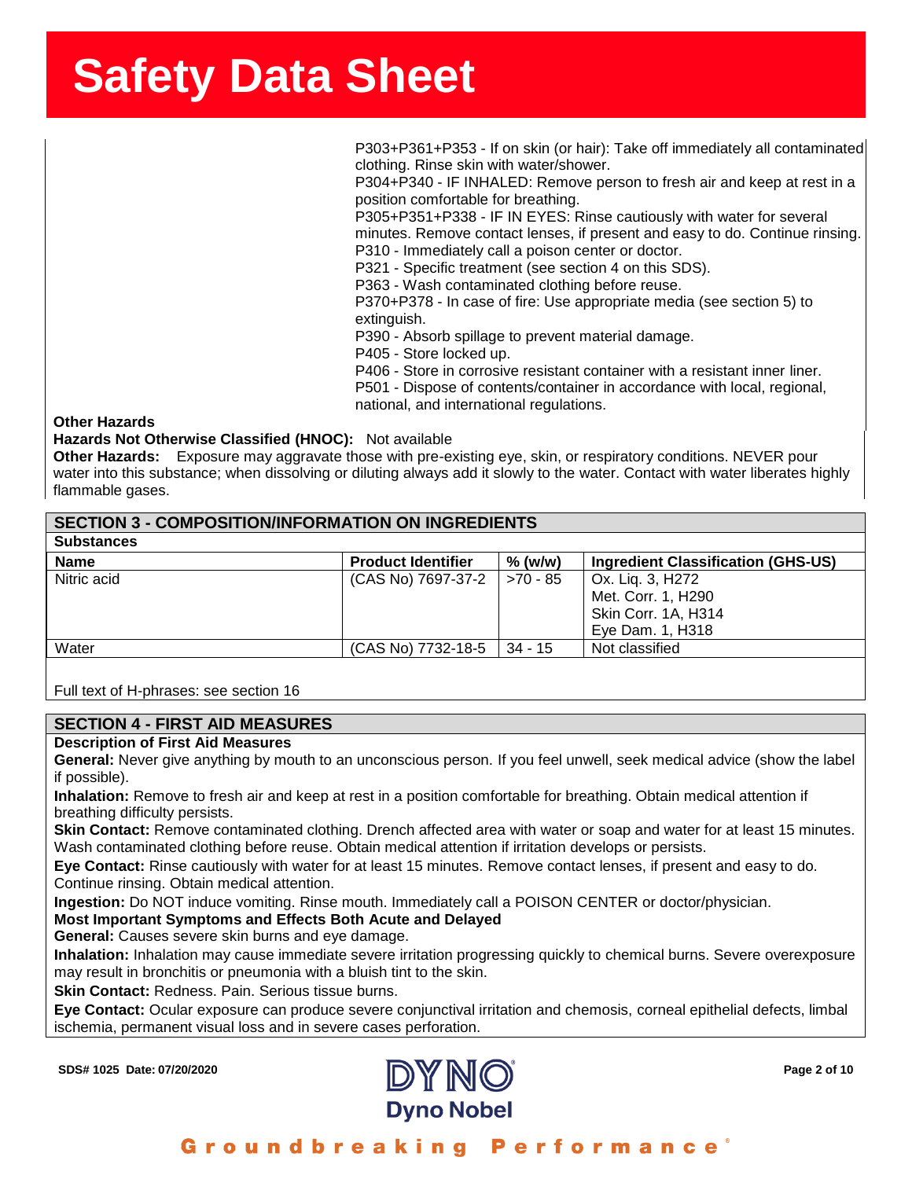P303+P361+P353 - If on skin (or hair): Take off immediately all contaminated clothing. Rinse skin with water/shower.
P304+P340 - IF INHALED: Remove person to fresh air and keep at rest in a position comfortable for breathing.
P305+P351+P338 - IF IN EYES: Rinse cautiously with water for several minutes. Remove contact lenses, if present and easy to do. Continue rinsing.
P310 - Immediately call a poison center or doctor.
P321 - Specific treatment (see section 4 on this SDS).
P363 - Wash contaminated clothing before reuse.
P370+P378 - In case of fire: Use appropriate media (see section 5) to extinguish.
P390 - Absorb spillage to prevent material damage.
P405 - Store locked up.
P406 - Store in corrosive resistant container with a resistant inner liner.
P501 - Dispose of contents/container in accordance with local, regional, national, and international regulations.

**Other Hazards**

**Hazards Not Otherwise Classified (HNOC):** Not available

**Other Hazards:** Exposure may aggravate those with pre-existing eye, skin, or respiratory conditions. NEVER pour water into this substance; when dissolving or diluting always add it slowly to the water. Contact with water liberates highly flammable gases.

## SECTION 3 - COMPOSITION/INFORMATION ON INGREDIENTS

**Substances**

| Name | Product Identifier | % (w/w) | Ingredient Classification (GHS-US) |
|---|---|---|---|
| Nitric acid | (CAS No) 7697-37-2 | >70 - 85 | Ox. Liq. 3, H272<br>Met. Corr. 1, H290<br>Skin Corr. 1A, H314<br>Eye Dam. 1, H318 |
| Water | (CAS No) 7732-18-5 | 34 - 15 | Not classified |

Full text of H-phrases: see section 16

## SECTION 4 - FIRST AID MEASURES

**Description of First Aid Measures**

**General:** Never give anything by mouth to an unconscious person. If you feel unwell, seek medical advice (show the label if possible).

**Inhalation:** Remove to fresh air and keep at rest in a position comfortable for breathing. Obtain medical attention if breathing difficulty persists.

**Skin Contact:** Remove contaminated clothing. Drench affected area with water or soap and water for at least 15 minutes. Wash contaminated clothing before reuse. Obtain medical attention if irritation develops or persists.

**Eye Contact:** Rinse cautiously with water for at least 15 minutes. Remove contact lenses, if present and easy to do. Continue rinsing. Obtain medical attention.

**Ingestion:** Do NOT induce vomiting. Rinse mouth. Immediately call a POISON CENTER or doctor/physician.

**Most Important Symptoms and Effects Both Acute and Delayed**

**General:** Causes severe skin burns and eye damage.

**Inhalation:** Inhalation may cause immediate severe irritation progressing quickly to chemical burns. Severe overexposure may result in bronchitis or pneumonia with a bluish tint to the skin.

**Skin Contact:** Redness. Pain. Serious tissue burns.

**Eye Contact:** Ocular exposure can produce severe conjunctival irritation and chemosis, corneal epithelial defects, limbal ischemia, permanent visual loss and in severe cases perforation.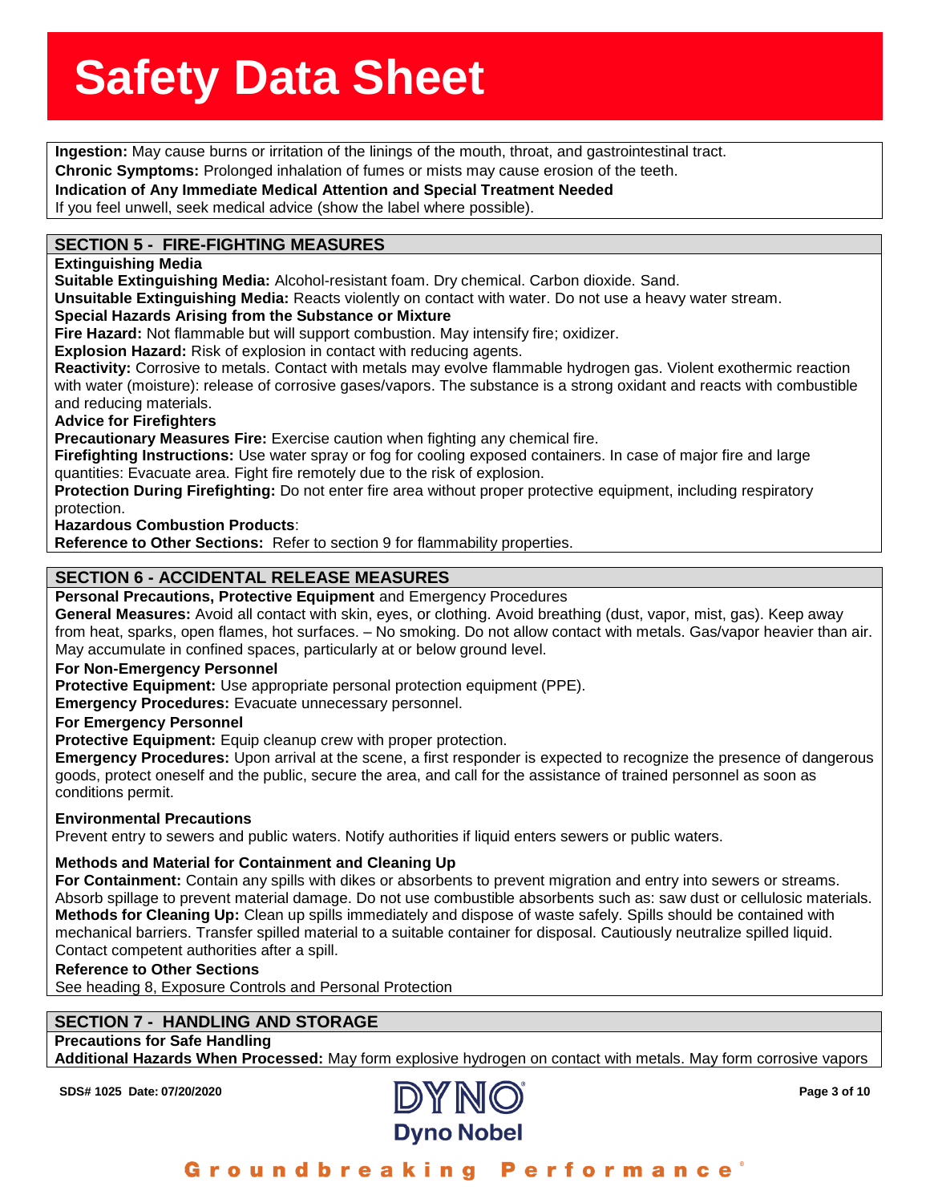**Ingestion:** May cause burns or irritation of the linings of the mouth, throat, and gastrointestinal tract.
**Chronic Symptoms:** Prolonged inhalation of fumes or mists may cause erosion of the teeth.
**Indication of Any Immediate Medical Attention and Special Treatment Needed**
If you feel unwell, seek medical advice (show the label where possible).

## SECTION 5 - FIRE-FIGHTING MEASURES

**Extinguishing Media**
**Suitable Extinguishing Media:** Alcohol-resistant foam. Dry chemical. Carbon dioxide. Sand.
**Unsuitable Extinguishing Media:** Reacts violently on contact with water. Do not use a heavy water stream.
**Special Hazards Arising from the Substance or Mixture**
**Fire Hazard:** Not flammable but will support combustion. May intensify fire; oxidizer.
**Explosion Hazard:** Risk of explosion in contact with reducing agents.
**Reactivity:** Corrosive to metals. Contact with metals may evolve flammable hydrogen gas. Violent exothermic reaction with water (moisture): release of corrosive gases/vapors. The substance is a strong oxidant and reacts with combustible and reducing materials.
**Advice for Firefighters**
**Precautionary Measures Fire:** Exercise caution when fighting any chemical fire.
**Firefighting Instructions:** Use water spray or fog for cooling exposed containers. In case of major fire and large quantities: Evacuate area. Fight fire remotely due to the risk of explosion.
**Protection During Firefighting:** Do not enter fire area without proper protective equipment, including respiratory protection.
**Hazardous Combustion Products**:
**Reference to Other Sections:** Refer to section 9 for flammability properties.

## SECTION 6 - ACCIDENTAL RELEASE MEASURES

**Personal Precautions, Protective Equipment** and Emergency Procedures
**General Measures:** Avoid all contact with skin, eyes, or clothing. Avoid breathing (dust, vapor, mist, gas). Keep away from heat, sparks, open flames, hot surfaces. – No smoking. Do not allow contact with metals. Gas/vapor heavier than air. May accumulate in confined spaces, particularly at or below ground level.
**For Non-Emergency Personnel**
**Protective Equipment:** Use appropriate personal protection equipment (PPE).
**Emergency Procedures:** Evacuate unnecessary personnel.
**For Emergency Personnel**
**Protective Equipment:** Equip cleanup crew with proper protection.
**Emergency Procedures:** Upon arrival at the scene, a first responder is expected to recognize the presence of dangerous goods, protect oneself and the public, secure the area, and call for the assistance of trained personnel as soon as conditions permit.

**Environmental Precautions**
Prevent entry to sewers and public waters. Notify authorities if liquid enters sewers or public waters.

**Methods and Material for Containment and Cleaning Up**
**For Containment:** Contain any spills with dikes or absorbents to prevent migration and entry into sewers or streams. Absorb spillage to prevent material damage. Do not use combustible absorbents such as: saw dust or cellulosic materials.
**Methods for Cleaning Up:** Clean up spills immediately and dispose of waste safely. Spills should be contained with mechanical barriers. Transfer spilled material to a suitable container for disposal. Cautiously neutralize spilled liquid. Contact competent authorities after a spill.
**Reference to Other Sections**
See heading 8, Exposure Controls and Personal Protection

## SECTION 7 - HANDLING AND STORAGE

**Precautions for Safe Handling**
**Additional Hazards When Processed:** May form explosive hydrogen on contact with metals. May form corrosive vapors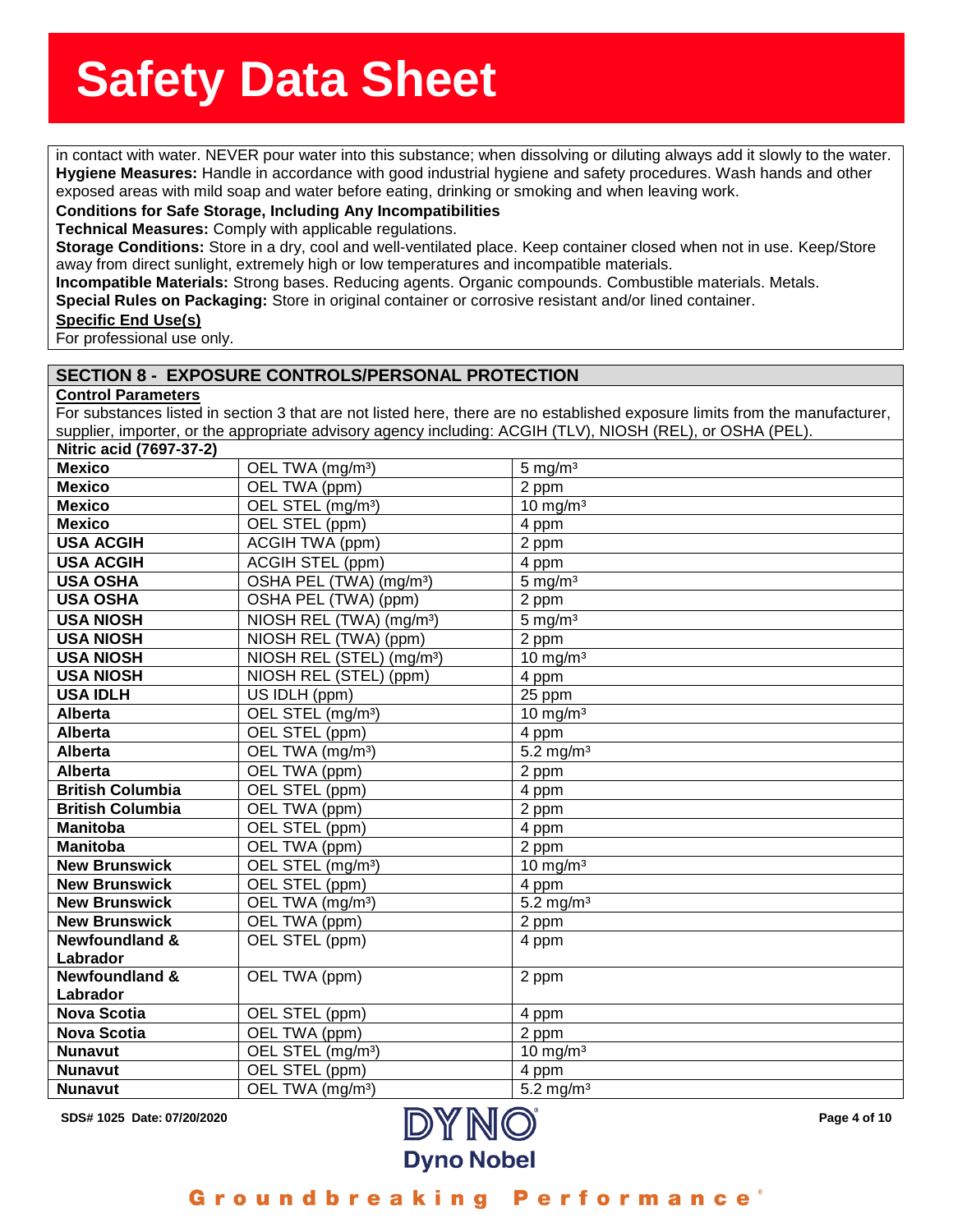in contact with water. NEVER pour water into this substance; when dissolving or diluting always add it slowly to the water.

**Hygiene Measures:** Handle in accordance with good industrial hygiene and safety procedures. Wash hands and other exposed areas with mild soap and water before eating, drinking or smoking and when leaving work.

**Conditions for Safe Storage, Including Any Incompatibilities**

**Technical Measures:** Comply with applicable regulations.

**Storage Conditions:** Store in a dry, cool and well-ventilated place. Keep container closed when not in use. Keep/Store away from direct sunlight, extremely high or low temperatures and incompatible materials.

**Incompatible Materials:** Strong bases. Reducing agents. Organic compounds. Combustible materials. Metals.

**Special Rules on Packaging:** Store in original container or corrosive resistant and/or lined container.

**Specific End Use(s)**

For professional use only.

## SECTION 8 - EXPOSURE CONTROLS/PERSONAL PROTECTION

**Control Parameters**

For substances listed in section 3 that are not listed here, there are no established exposure limits from the manufacturer, supplier, importer, or the appropriate advisory agency including: ACGIH (TLV), NIOSH (REL), or OSHA (PEL).

| Nitric acid (7697-37-2) | | |
|---|---|---|
| **Mexico** | OEL TWA (mg/m³) | 5 mg/m³ |
| **Mexico** | OEL TWA (ppm) | 2 ppm |
| **Mexico** | OEL STEL (mg/m³) | 10 mg/m³ |
| **Mexico** | OEL STEL (ppm) | 4 ppm |
| **USA ACGIH** | ACGIH TWA (ppm) | 2 ppm |
| **USA ACGIH** | ACGIH STEL (ppm) | 4 ppm |
| **USA OSHA** | OSHA PEL (TWA) (mg/m³) | 5 mg/m³ |
| **USA OSHA** | OSHA PEL (TWA) (ppm) | 2 ppm |
| **USA NIOSH** | NIOSH REL (TWA) (mg/m³) | 5 mg/m³ |
| **USA NIOSH** | NIOSH REL (TWA) (ppm) | 2 ppm |
| **USA NIOSH** | NIOSH REL (STEL) (mg/m³) | 10 mg/m³ |
| **USA NIOSH** | NIOSH REL (STEL) (ppm) | 4 ppm |
| **USA IDLH** | US IDLH (ppm) | 25 ppm |
| **Alberta** | OEL STEL (mg/m³) | 10 mg/m³ |
| **Alberta** | OEL STEL (ppm) | 4 ppm |
| **Alberta** | OEL TWA (mg/m³) | 5.2 mg/m³ |
| **Alberta** | OEL TWA (ppm) | 2 ppm |
| **British Columbia** | OEL STEL (ppm) | 4 ppm |
| **British Columbia** | OEL TWA (ppm) | 2 ppm |
| **Manitoba** | OEL STEL (ppm) | 4 ppm |
| **Manitoba** | OEL TWA (ppm) | 2 ppm |
| **New Brunswick** | OEL STEL (mg/m³) | 10 mg/m³ |
| **New Brunswick** | OEL STEL (ppm) | 4 ppm |
| **New Brunswick** | OEL TWA (mg/m³) | 5.2 mg/m³ |
| **New Brunswick** | OEL TWA (ppm) | 2 ppm |
| **Newfoundland & Labrador** | OEL STEL (ppm) | 4 ppm |
| **Newfoundland & Labrador** | OEL TWA (ppm) | 2 ppm |
| **Nova Scotia** | OEL STEL (ppm) | 4 ppm |
| **Nova Scotia** | OEL TWA (ppm) | 2 ppm |
| **Nunavut** | OEL STEL (mg/m³) | 10 mg/m³ |
| **Nunavut** | OEL STEL (ppm) | 4 ppm |
| **Nunavut** | OEL TWA (mg/m³) | 5.2 mg/m³ |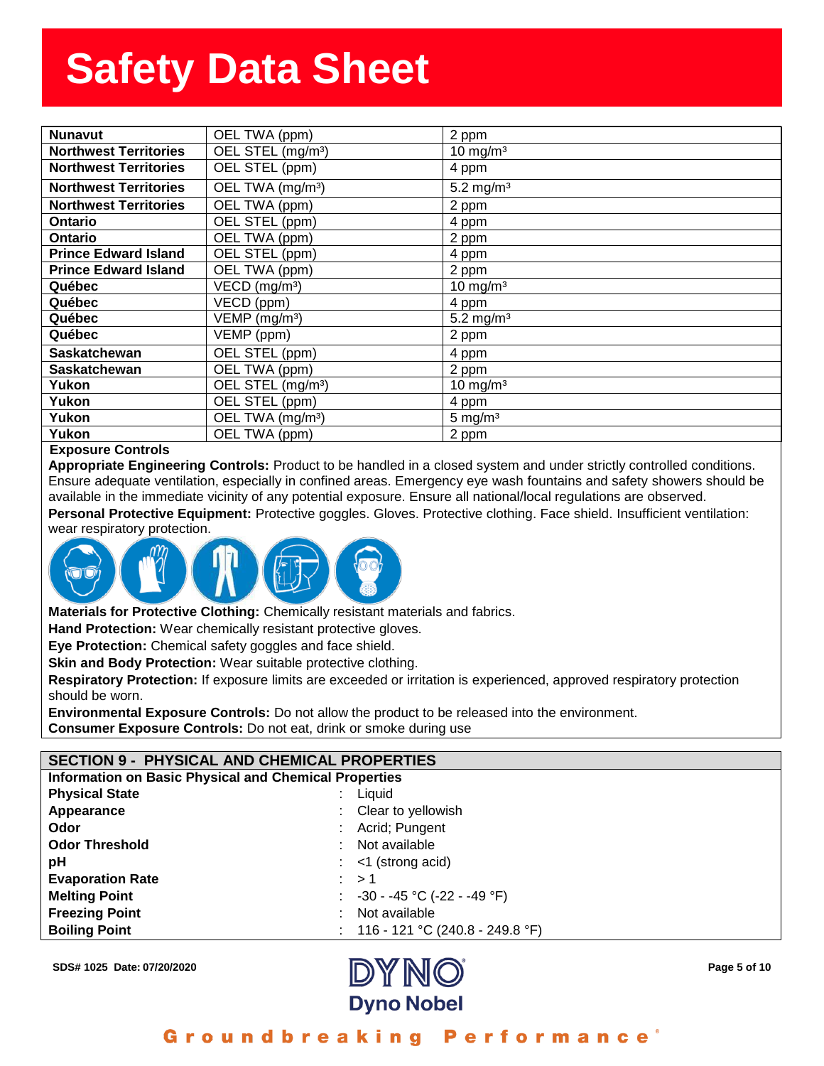# Safety Data Sheet

| | | |
|---|---|---|
| **Nunavut** | OEL TWA (ppm) | 2 ppm |
| **Northwest Territories** | OEL STEL (mg/m³) | 10 mg/m³ |
| **Northwest Territories** | OEL STEL (ppm) | 4 ppm |
| **Northwest Territories** | OEL TWA (mg/m³) | 5.2 mg/m³ |
| **Northwest Territories** | OEL TWA (ppm) | 2 ppm |
| **Ontario** | OEL STEL (ppm) | 4 ppm |
| **Ontario** | OEL TWA (ppm) | 2 ppm |
| **Prince Edward Island** | OEL STEL (ppm) | 4 ppm |
| **Prince Edward Island** | OEL TWA (ppm) | 2 ppm |
| **Québec** | VECD (mg/m³) | 10 mg/m³ |
| **Québec** | VECD (ppm) | 4 ppm |
| **Québec** | VEMP (mg/m³) | 5.2 mg/m³ |
| **Québec** | VEMP (ppm) | 2 ppm |
| **Saskatchewan** | OEL STEL (ppm) | 4 ppm |
| **Saskatchewan** | OEL TWA (ppm) | 2 ppm |
| **Yukon** | OEL STEL (mg/m³) | 10 mg/m³ |
| **Yukon** | OEL STEL (ppm) | 4 ppm |
| **Yukon** | OEL TWA (mg/m³) | 5 mg/m³ |
| **Yukon** | OEL TWA (ppm) | 2 ppm |

**Exposure Controls**

**Appropriate Engineering Controls:** Product to be handled in a closed system and under strictly controlled conditions. Ensure adequate ventilation, especially in confined areas. Emergency eye wash fountains and safety showers should be available in the immediate vicinity of any potential exposure. Ensure all national/local regulations are observed.

**Personal Protective Equipment:** Protective goggles. Gloves. Protective clothing. Face shield. Insufficient ventilation: wear respiratory protection.

**Materials for Protective Clothing:** Chemically resistant materials and fabrics.

**Hand Protection:** Wear chemically resistant protective gloves.

**Eye Protection:** Chemical safety goggles and face shield.

**Skin and Body Protection:** Wear suitable protective clothing.

**Respiratory Protection:** If exposure limits are exceeded or irritation is experienced, approved respiratory protection should be worn.

**Environmental Exposure Controls:** Do not allow the product to be released into the environment.

**Consumer Exposure Controls:** Do not eat, drink or smoke during use

## SECTION 9 - PHYSICAL AND CHEMICAL PROPERTIES

**Information on Basic Physical and Chemical Properties**

| | |
|---|---|
| **Physical State** | : Liquid |
| **Appearance** | : Clear to yellowish |
| **Odor** | : Acrid; Pungent |
| **Odor Threshold** | : Not available |
| **pH** | : <1 (strong acid) |
| **Evaporation Rate** | : > 1 |
| **Melting Point** | : -30 - -45 °C (-22 - -49 °F) |
| **Freezing Point** | : Not available |
| **Boiling Point** | : 116 - 121 °C (240.8 - 249.8 °F) |

SDS# 1025 Date: 07/20/2020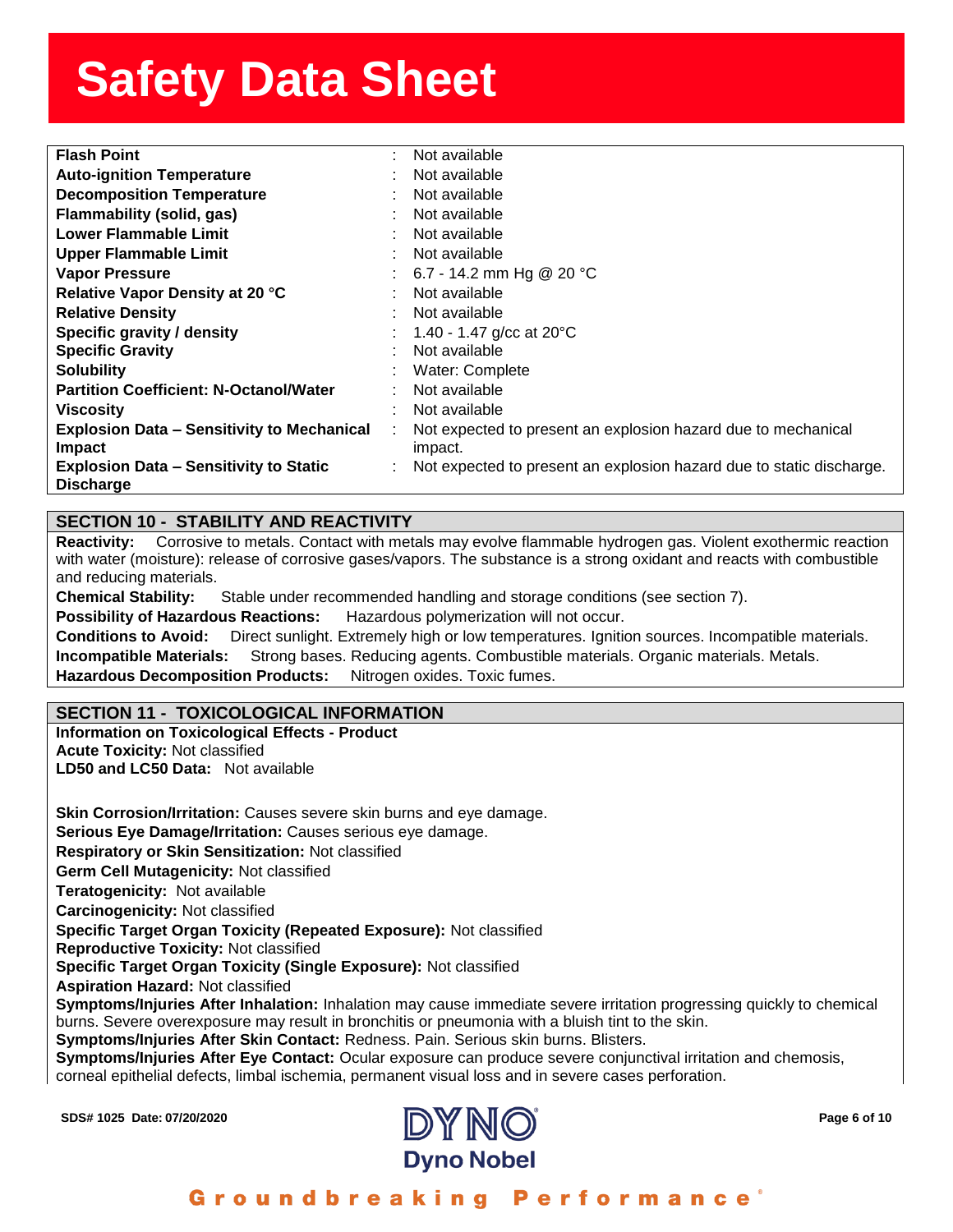| Property | | Value |
|---|---|---|
| **Flash Point** | : | Not available |
| **Auto-ignition Temperature** | : | Not available |
| **Decomposition Temperature** | : | Not available |
| **Flammability (solid, gas)** | : | Not available |
| **Lower Flammable Limit** | : | Not available |
| **Upper Flammable Limit** | : | Not available |
| **Vapor Pressure** | : | 6.7 - 14.2 mm Hg @ 20 °C |
| **Relative Vapor Density at 20 °C** | : | Not available |
| **Relative Density** | : | Not available |
| **Specific gravity / density** | : | 1.40 - 1.47 g/cc at 20°C |
| **Specific Gravity** | : | Not available |
| **Solubility** | : | Water: Complete |
| **Partition Coefficient: N-Octanol/Water** | : | Not available |
| **Viscosity** | : | Not available |
| **Explosion Data – Sensitivity to Mechanical Impact** | : | Not expected to present an explosion hazard due to mechanical impact. |
| **Explosion Data – Sensitivity to Static Discharge** | : | Not expected to present an explosion hazard due to static discharge. |

## SECTION 10 - STABILITY AND REACTIVITY

**Reactivity:** Corrosive to metals. Contact with metals may evolve flammable hydrogen gas. Violent exothermic reaction with water (moisture): release of corrosive gases/vapors. The substance is a strong oxidant and reacts with combustible and reducing materials.

**Chemical Stability:** Stable under recommended handling and storage conditions (see section 7).

**Possibility of Hazardous Reactions:** Hazardous polymerization will not occur.

**Conditions to Avoid:** Direct sunlight. Extremely high or low temperatures. Ignition sources. Incompatible materials.

**Incompatible Materials:** Strong bases. Reducing agents. Combustible materials. Organic materials. Metals.

**Hazardous Decomposition Products:** Nitrogen oxides. Toxic fumes.

## SECTION 11 - TOXICOLOGICAL INFORMATION

**Information on Toxicological Effects - Product**

**Acute Toxicity:** Not classified

**LD50 and LC50 Data:** Not available

**Skin Corrosion/Irritation:** Causes severe skin burns and eye damage.

**Serious Eye Damage/Irritation:** Causes serious eye damage.

**Respiratory or Skin Sensitization:** Not classified

**Germ Cell Mutagenicity:** Not classified

**Teratogenicity:** Not available

**Carcinogenicity:** Not classified

**Specific Target Organ Toxicity (Repeated Exposure):** Not classified

**Reproductive Toxicity:** Not classified

**Specific Target Organ Toxicity (Single Exposure):** Not classified

**Aspiration Hazard:** Not classified

**Symptoms/Injuries After Inhalation:** Inhalation may cause immediate severe irritation progressing quickly to chemical burns. Severe overexposure may result in bronchitis or pneumonia with a bluish tint to the skin.

**Symptoms/Injuries After Skin Contact:** Redness. Pain. Serious skin burns. Blisters.

**Symptoms/Injuries After Eye Contact:** Ocular exposure can produce severe conjunctival irritation and chemosis, corneal epithelial defects, limbal ischemia, permanent visual loss and in severe cases perforation.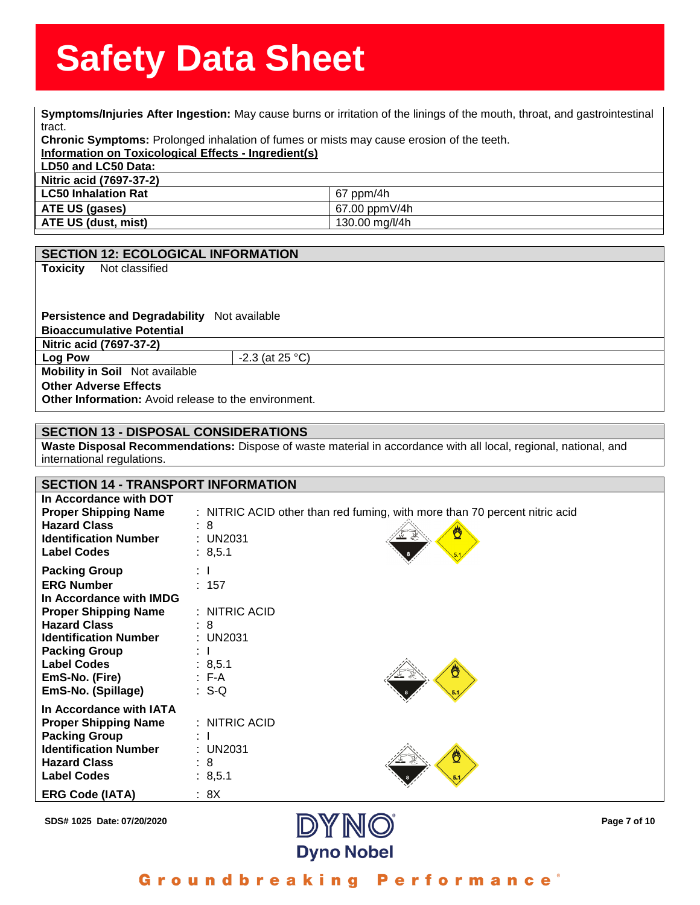**Symptoms/Injuries After Ingestion:** May cause burns or irritation of the linings of the mouth, throat, and gastrointestinal tract.

**Chronic Symptoms:** Prolonged inhalation of fumes or mists may cause erosion of the teeth.

**Information on Toxicological Effects - Ingredient(s)**

**LD50 and LC50 Data:**

| **Nitric acid (7697-37-2)** | |
|---|---|
| **LC50 Inhalation Rat** | 67 ppm/4h |
| **ATE US (gases)** | 67.00 ppmV/4h |
| **ATE US (dust, mist)** | 130.00 mg/l/4h |

## SECTION 12: ECOLOGICAL INFORMATION

**Toxicity** Not classified

**Persistence and Degradability** Not available

**Bioaccumulative Potential**

| **Nitric acid (7697-37-2)** | |
|---|---|
| **Log Pow** | -2.3 (at 25 °C) |

**Mobility in Soil** Not available

**Other Adverse Effects**

**Other Information:** Avoid release to the environment.

## SECTION 13 - DISPOSAL CONSIDERATIONS

**Waste Disposal Recommendations:** Dispose of waste material in accordance with all local, regional, national, and international regulations.

## SECTION 14 - TRANSPORT INFORMATION

**In Accordance with DOT**

**Proper Shipping Name** : NITRIC ACID other than red fuming, with more than 70 percent nitric acid
**Hazard Class** : 8
**Identification Number** : UN2031
**Label Codes** : 8,5.1
**Packing Group** : I
**ERG Number** : 157

**In Accordance with IMDG**

**Proper Shipping Name** : NITRIC ACID
**Hazard Class** : 8
**Identification Number** : UN2031
**Packing Group** : I
**Label Codes** : 8,5.1
**EmS-No. (Fire)** : F-A
**EmS-No. (Spillage)** : S-Q

**In Accordance with IATA**

**Proper Shipping Name** : NITRIC ACID
**Packing Group** : I
**Identification Number** : UN2031
**Hazard Class** : 8
**Label Codes** : 8,5.1
**ERG Code (IATA)** : 8X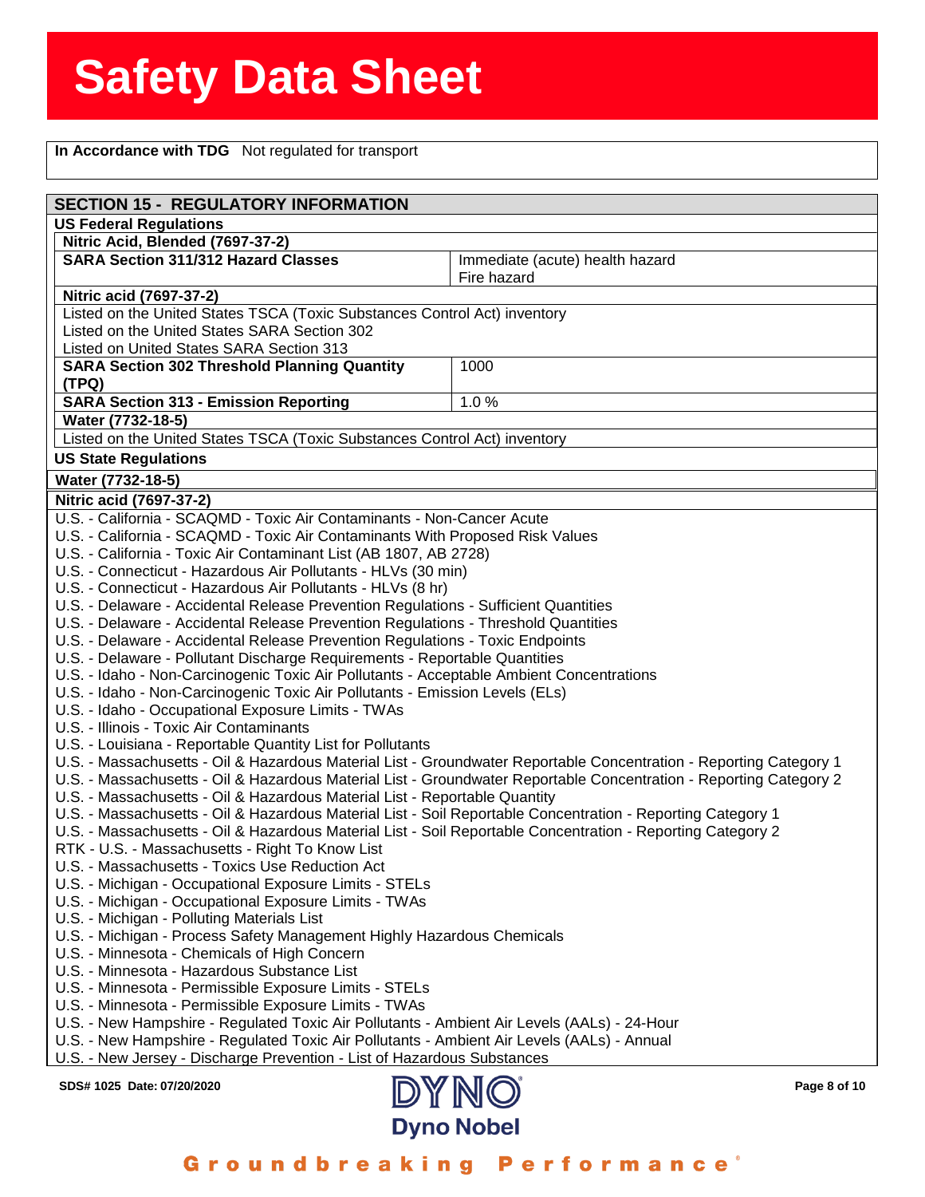| **In Accordance with TDG** Not regulated for transport |
|---|

## SECTION 15 - REGULATORY INFORMATION

### US Federal Regulations

**Nitric Acid, Blended (7697-37-2)**

| **SARA Section 311/312 Hazard Classes** | Immediate (acute) health hazard<br>Fire hazard |
|---|---|

**Nitric acid (7697-37-2)**

Listed on the United States TSCA (Toxic Substances Control Act) inventory
Listed on the United States SARA Section 302
Listed on United States SARA Section 313

| **SARA Section 302 Threshold Planning Quantity (TPQ)** | 1000 |
|---|---|
| **SARA Section 313 - Emission Reporting** | 1.0 % |

**Water (7732-18-5)**

Listed on the United States TSCA (Toxic Substances Control Act) inventory

### US State Regulations

**Water (7732-18-5)**

**Nitric acid (7697-37-2)**

U.S. - California - SCAQMD - Toxic Air Contaminants - Non-Cancer Acute
U.S. - California - SCAQMD - Toxic Air Contaminants With Proposed Risk Values
U.S. - California - Toxic Air Contaminant List (AB 1807, AB 2728)
U.S. - Connecticut - Hazardous Air Pollutants - HLVs (30 min)
U.S. - Connecticut - Hazardous Air Pollutants - HLVs (8 hr)
U.S. - Delaware - Accidental Release Prevention Regulations - Sufficient Quantities
U.S. - Delaware - Accidental Release Prevention Regulations - Threshold Quantities
U.S. - Delaware - Accidental Release Prevention Regulations - Toxic Endpoints
U.S. - Delaware - Pollutant Discharge Requirements - Reportable Quantities
U.S. - Idaho - Non-Carcinogenic Toxic Air Pollutants - Acceptable Ambient Concentrations
U.S. - Idaho - Non-Carcinogenic Toxic Air Pollutants - Emission Levels (ELs)
U.S. - Idaho - Occupational Exposure Limits - TWAs
U.S. - Illinois - Toxic Air Contaminants
U.S. - Louisiana - Reportable Quantity List for Pollutants
U.S. - Massachusetts - Oil & Hazardous Material List - Groundwater Reportable Concentration - Reporting Category 1
U.S. - Massachusetts - Oil & Hazardous Material List - Groundwater Reportable Concentration - Reporting Category 2
U.S. - Massachusetts - Oil & Hazardous Material List - Reportable Quantity
U.S. - Massachusetts - Oil & Hazardous Material List - Soil Reportable Concentration - Reporting Category 1
U.S. - Massachusetts - Oil & Hazardous Material List - Soil Reportable Concentration - Reporting Category 2
RTK - U.S. - Massachusetts - Right To Know List
U.S. - Massachusetts - Toxics Use Reduction Act
U.S. - Michigan - Occupational Exposure Limits - STELs
U.S. - Michigan - Occupational Exposure Limits - TWAs
U.S. - Michigan - Polluting Materials List
U.S. - Michigan - Process Safety Management Highly Hazardous Chemicals
U.S. - Minnesota - Chemicals of High Concern
U.S. - Minnesota - Hazardous Substance List
U.S. - Minnesota - Permissible Exposure Limits - STELs
U.S. - Minnesota - Permissible Exposure Limits - TWAs
U.S. - New Hampshire - Regulated Toxic Air Pollutants - Ambient Air Levels (AALs) - 24-Hour
U.S. - New Hampshire - Regulated Toxic Air Pollutants - Ambient Air Levels (AALs) - Annual
U.S. - New Jersey - Discharge Prevention - List of Hazardous Substances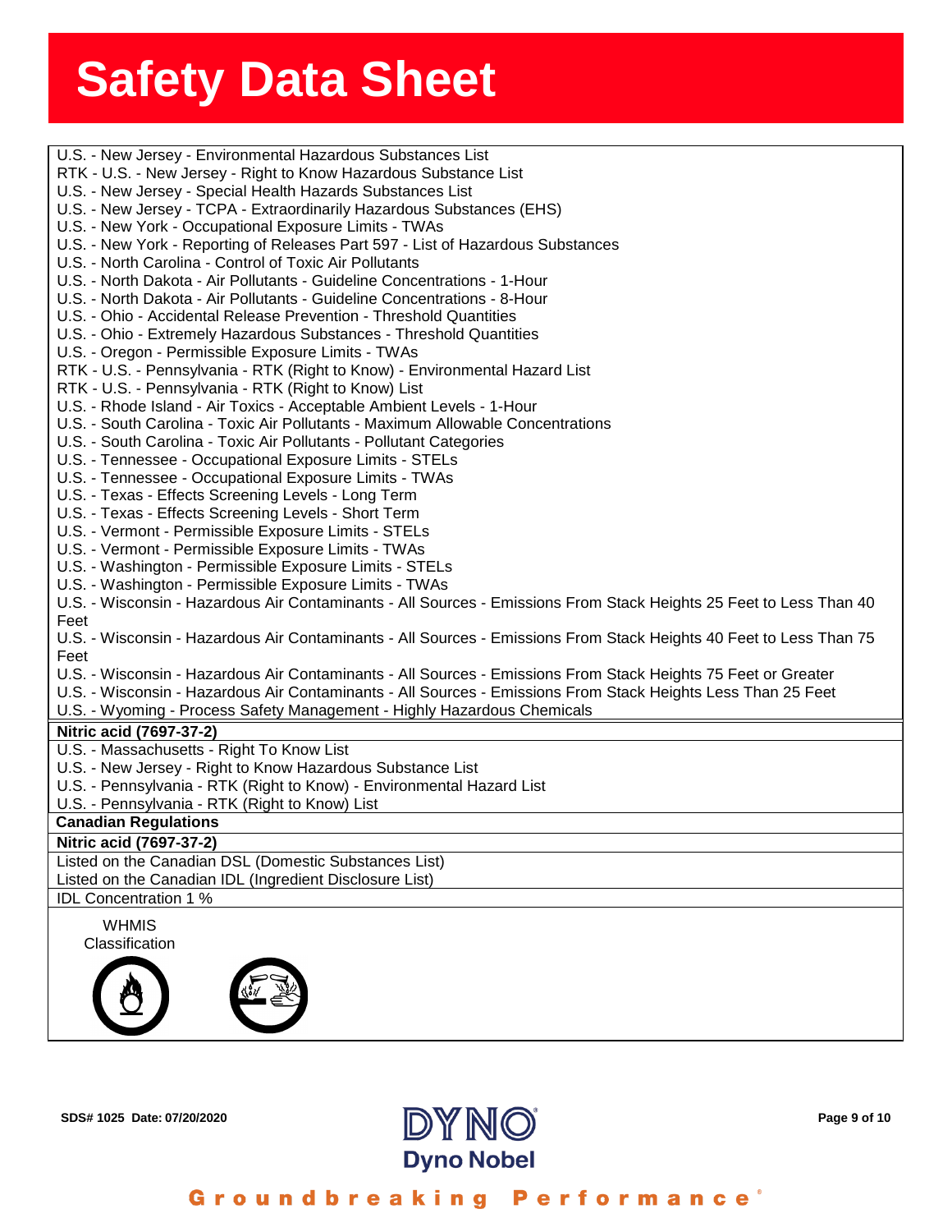U.S. - New Jersey - Environmental Hazardous Substances List
RTK - U.S. - New Jersey - Right to Know Hazardous Substance List
U.S. - New Jersey - Special Health Hazards Substances List
U.S. - New Jersey - TCPA - Extraordinarily Hazardous Substances (EHS)
U.S. - New York - Occupational Exposure Limits - TWAs
U.S. - New York - Reporting of Releases Part 597 - List of Hazardous Substances
U.S. - North Carolina - Control of Toxic Air Pollutants
U.S. - North Dakota - Air Pollutants - Guideline Concentrations - 1-Hour
U.S. - North Dakota - Air Pollutants - Guideline Concentrations - 8-Hour
U.S. - Ohio - Accidental Release Prevention - Threshold Quantities
U.S. - Ohio - Extremely Hazardous Substances - Threshold Quantities
U.S. - Oregon - Permissible Exposure Limits - TWAs
RTK - U.S. - Pennsylvania - RTK (Right to Know) - Environmental Hazard List
RTK - U.S. - Pennsylvania - RTK (Right to Know) List
U.S. - Rhode Island - Air Toxics - Acceptable Ambient Levels - 1-Hour
U.S. - South Carolina - Toxic Air Pollutants - Maximum Allowable Concentrations
U.S. - South Carolina - Toxic Air Pollutants - Pollutant Categories
U.S. - Tennessee - Occupational Exposure Limits - STELs
U.S. - Tennessee - Occupational Exposure Limits - TWAs
U.S. - Texas - Effects Screening Levels - Long Term
U.S. - Texas - Effects Screening Levels - Short Term
U.S. - Vermont - Permissible Exposure Limits - STELs
U.S. - Vermont - Permissible Exposure Limits - TWAs
U.S. - Washington - Permissible Exposure Limits - STELs
U.S. - Washington - Permissible Exposure Limits - TWAs
U.S. - Wisconsin - Hazardous Air Contaminants - All Sources - Emissions From Stack Heights 25 Feet to Less Than 40 Feet
U.S. - Wisconsin - Hazardous Air Contaminants - All Sources - Emissions From Stack Heights 40 Feet to Less Than 75 Feet
U.S. - Wisconsin - Hazardous Air Contaminants - All Sources - Emissions From Stack Heights 75 Feet or Greater
U.S. - Wisconsin - Hazardous Air Contaminants - All Sources - Emissions From Stack Heights Less Than 25 Feet
U.S. - Wyoming - Process Safety Management - Highly Hazardous Chemicals

**Nitric acid (7697-37-2)**

U.S. - Massachusetts - Right To Know List
U.S. - New Jersey - Right to Know Hazardous Substance List
U.S. - Pennsylvania - RTK (Right to Know) - Environmental Hazard List
U.S. - Pennsylvania - RTK (Right to Know) List

**Canadian Regulations**

**Nitric acid (7697-37-2)**

Listed on the Canadian DSL (Domestic Substances List)
Listed on the Canadian IDL (Ingredient Disclosure List)

IDL Concentration 1 %

WHMIS Classification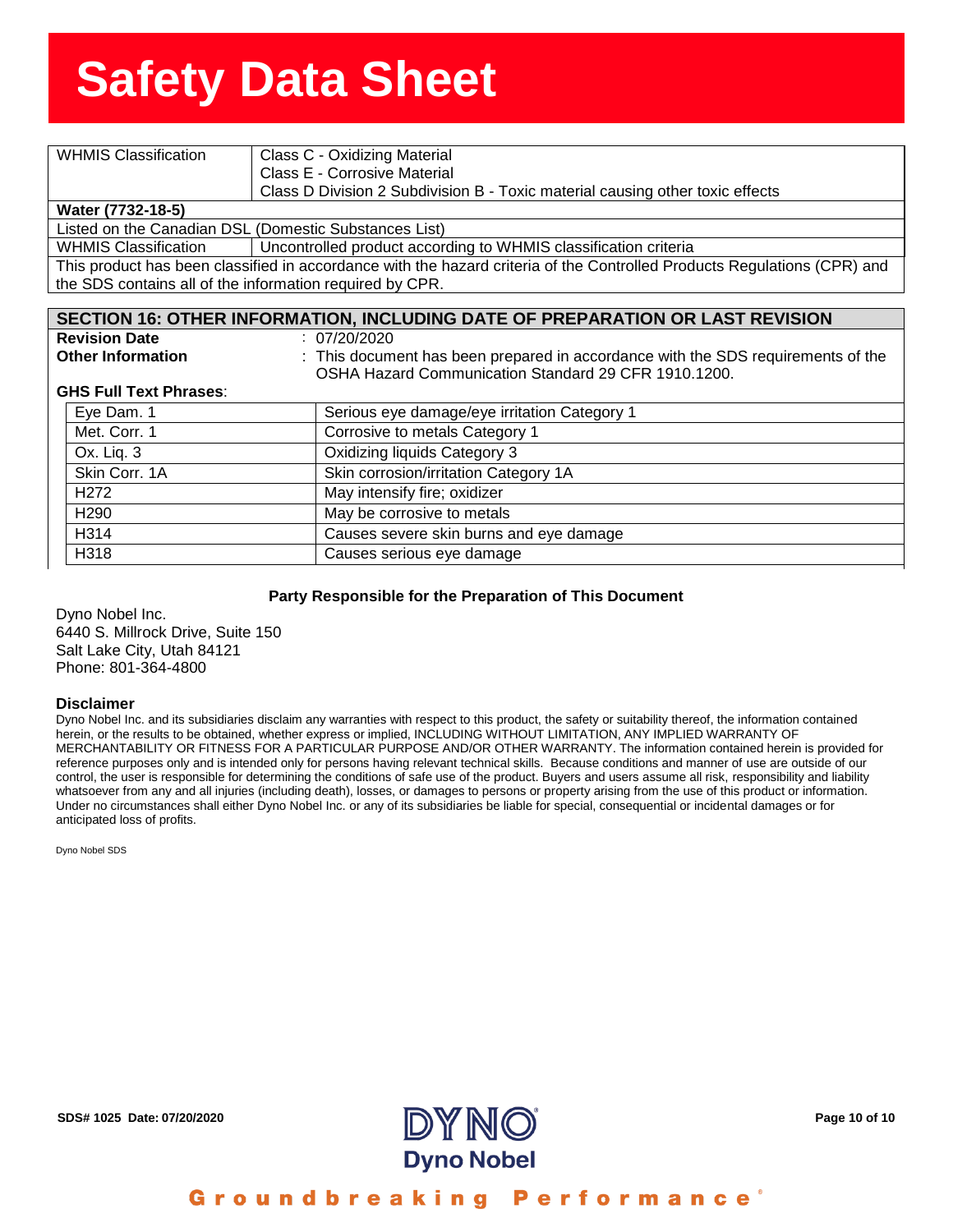| | |
|---|---|
| WHMIS Classification | Class C - Oxidizing Material<br>Class E - Corrosive Material<br>Class D Division 2 Subdivision B - Toxic material causing other toxic effects |

**Water (7732-18-5)**

Listed on the Canadian DSL (Domestic Substances List)

| | |
|---|---|
| WHMIS Classification | Uncontrolled product according to WHMIS classification criteria |

This product has been classified in accordance with the hazard criteria of the Controlled Products Regulations (CPR) and the SDS contains all of the information required by CPR.

## SECTION 16: OTHER INFORMATION, INCLUDING DATE OF PREPARATION OR LAST REVISION

**Revision Date** : 07/20/2020

**Other Information** : This document has been prepared in accordance with the SDS requirements of the OSHA Hazard Communication Standard 29 CFR 1910.1200.

**GHS Full Text Phrases**:

| | |
|---|---|
| Eye Dam. 1 | Serious eye damage/eye irritation Category 1 |
| Met. Corr. 1 | Corrosive to metals Category 1 |
| Ox. Liq. 3 | Oxidizing liquids Category 3 |
| Skin Corr. 1A | Skin corrosion/irritation Category 1A |
| H272 | May intensify fire; oxidizer |
| H290 | May be corrosive to metals |
| H314 | Causes severe skin burns and eye damage |
| H318 | Causes serious eye damage |

**Party Responsible for the Preparation of This Document**

Dyno Nobel Inc.
6440 S. Millrock Drive, Suite 150
Salt Lake City, Utah 84121
Phone: 801-364-4800

**Disclaimer**

Dyno Nobel Inc. and its subsidiaries disclaim any warranties with respect to this product, the safety or suitability thereof, the information contained herein, or the results to be obtained, whether express or implied, INCLUDING WITHOUT LIMITATION, ANY IMPLIED WARRANTY OF MERCHANTABILITY OR FITNESS FOR A PARTICULAR PURPOSE AND/OR OTHER WARRANTY. The information contained herein is provided for reference purposes only and is intended only for persons having relevant technical skills. Because conditions and manner of use are outside of our control, the user is responsible for determining the conditions of safe use of the product. Buyers and users assume all risk, responsibility and liability whatsoever from any and all injuries (including death), losses, or damages to persons or property arising from the use of this product or information. Under no circumstances shall either Dyno Nobel Inc. or any of its subsidiaries be liable for special, consequential or incidental damages or for anticipated loss of profits.

Dyno Nobel SDS